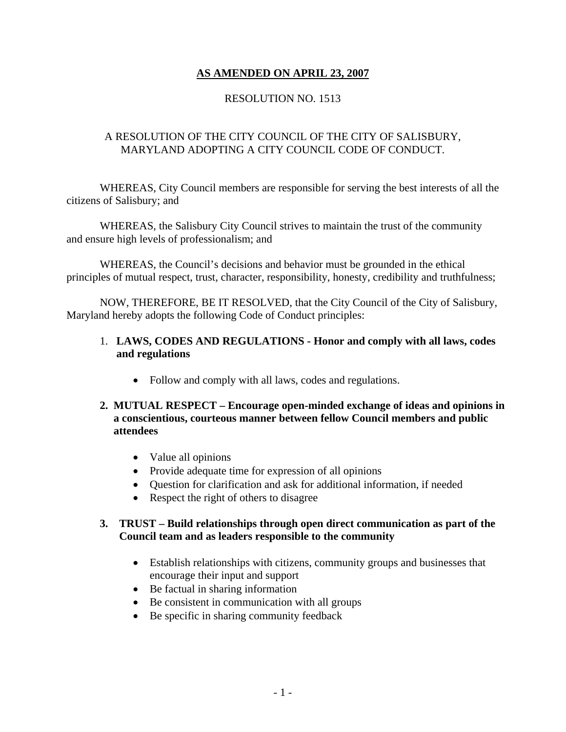**<u>AS AMENDED ON APRIL 23, 2007</u>**

RESOLUTION NO. 1513

A RESOLUTION OF THE CITY COUNCIL OF THE CITY OF SALISBURY, MARYLAND ADOPTING A CITY COUNCIL CODE OF CONDUCT.

WHEREAS, City Council members are responsible for serving the best interests of all the citizens of Salisbury; and

WHEREAS, the Salisbury City Council strives to maintain the trust of the community and ensure high levels of professionalism; and

WHEREAS, the Council's decisions and behavior must be grounded in the ethical principles of mutual respect, trust, character, responsibility, honesty, credibility and truthfulness;

NOW, THEREFORE, BE IT RESOLVED, that the City Council of the City of Salisbury, Maryland hereby adopts the following Code of Conduct principles:

1. **LAWS, CODES AND REGULATIONS - Honor and comply with all laws, codes and regulations**

    - Follow and comply with all laws, codes and regulations.

2. **MUTUAL RESPECT – Encourage open-minded exchange of ideas and opinions in a conscientious, courteous manner between fellow Council members and public attendees**

    - Value all opinions
    - Provide adequate time for expression of all opinions
    - Question for clarification and ask for additional information, if needed
    - Respect the right of others to disagree

3. **TRUST – Build relationships through open direct communication as part of the Council team and as leaders responsible to the community**

    - Establish relationships with citizens, community groups and businesses that encourage their input and support
    - Be factual in sharing information
    - Be consistent in communication with all groups
    - Be specific in sharing community feedback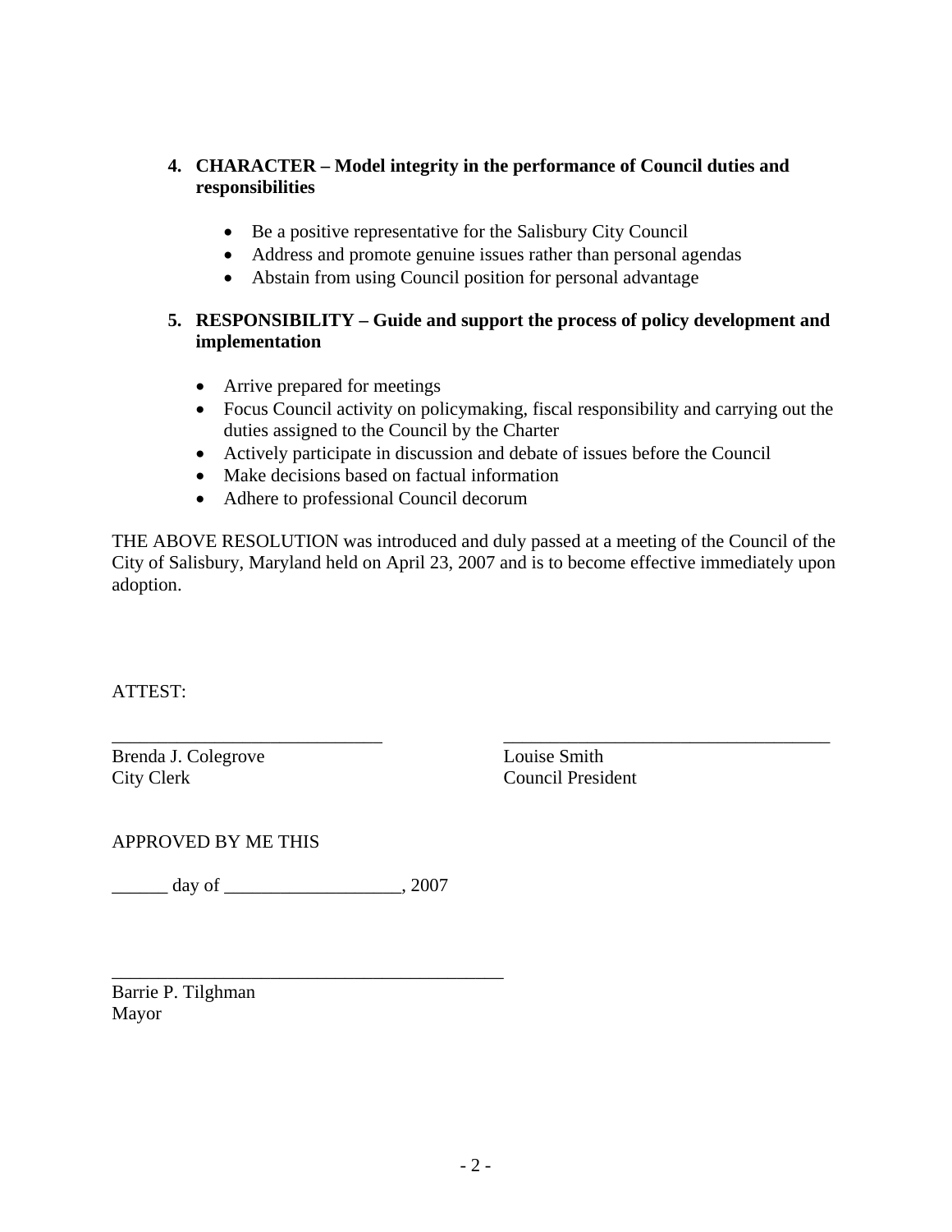4. **CHARACTER – Model integrity in the performance of Council duties and responsibilities**

    - Be a positive representative for the Salisbury City Council
    - Address and promote genuine issues rather than personal agendas
    - Abstain from using Council position for personal advantage

5. **RESPONSIBILITY – Guide and support the process of policy development and implementation**

    - Arrive prepared for meetings
    - Focus Council activity on policymaking, fiscal responsibility and carrying out the duties assigned to the Council by the Charter
    - Actively participate in discussion and debate of issues before the Council
    - Make decisions based on factual information
    - Adhere to professional Council decorum

THE ABOVE RESOLUTION was introduced and duly passed at a meeting of the Council of the City of Salisbury, Maryland held on April 23, 2007 and is to become effective immediately upon adoption.

ATTEST:

_____________________________ 　　　　 ___________________________________

Brenda J. Colegrove 　　　　　　　　 Louise Smith
City Clerk 　　　　　　　　　　　　　 Council President

APPROVED BY ME THIS

______ day of ___________________, 2007

_________________________________________

Barrie P. Tilghman
Mayor